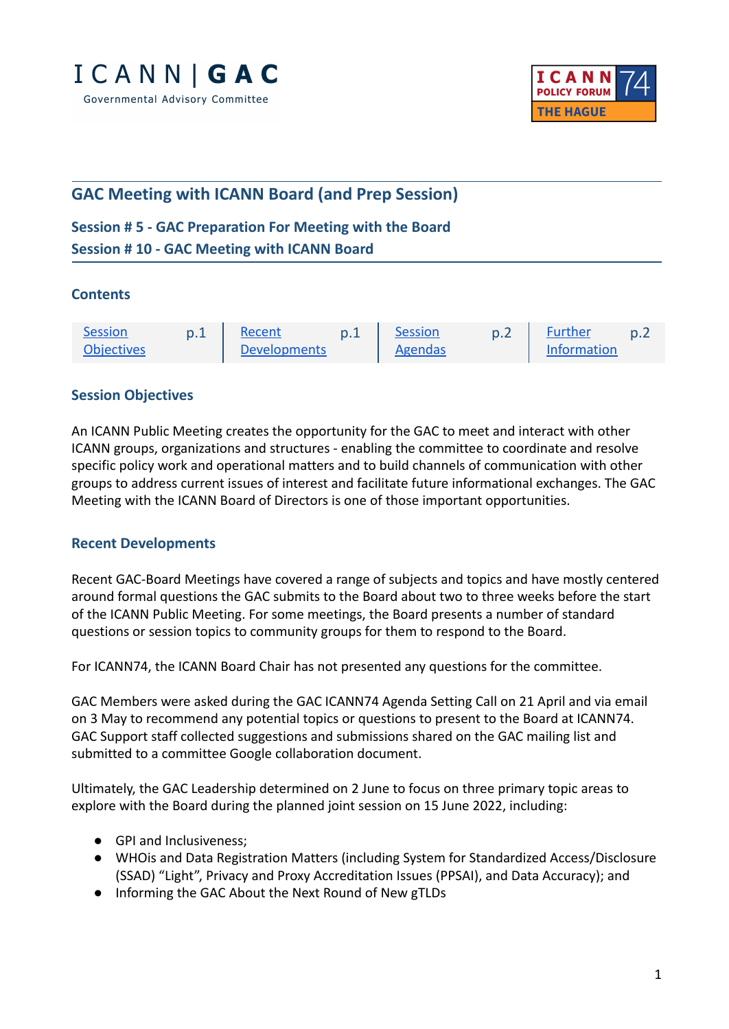ICANN | GAC
Governmental Advisory Committee

ICANN 74 POLICY FORUM THE HAGUE

# GAC Meeting with ICANN Board (and Prep Session)

## Session # 5 - GAC Preparation For Meeting with the Board
## Session # 10 - GAC Meeting with ICANN Board

### Contents

| | | | | | | | |
|---|---|---|---|---|---|---|---|
| Session Objectives | p.1 | Recent Developments | p.1 | Session Agendas | p.2 | Further Information | p.2 |

### Session Objectives

An ICANN Public Meeting creates the opportunity for the GAC to meet and interact with other ICANN groups, organizations and structures - enabling the committee to coordinate and resolve specific policy work and operational matters and to build channels of communication with other groups to address current issues of interest and facilitate future informational exchanges. The GAC Meeting with the ICANN Board of Directors is one of those important opportunities.

### Recent Developments

Recent GAC-Board Meetings have covered a range of subjects and topics and have mostly centered around formal questions the GAC submits to the Board about two to three weeks before the start of the ICANN Public Meeting. For some meetings, the Board presents a number of standard questions or session topics to community groups for them to respond to the Board.

For ICANN74, the ICANN Board Chair has not presented any questions for the committee.

GAC Members were asked during the GAC ICANN74 Agenda Setting Call on 21 April and via email on 3 May to recommend any potential topics or questions to present to the Board at ICANN74. GAC Support staff collected suggestions and submissions shared on the GAC mailing list and submitted to a committee Google collaboration document.

Ultimately, the GAC Leadership determined on 2 June to focus on three primary topic areas to explore with the Board during the planned joint session on 15 June 2022, including:

- GPI and Inclusiveness;
- WHOis and Data Registration Matters (including System for Standardized Access/Disclosure (SSAD) "Light", Privacy and Proxy Accreditation Issues (PPSAI), and Data Accuracy); and
- Informing the GAC About the Next Round of New gTLDs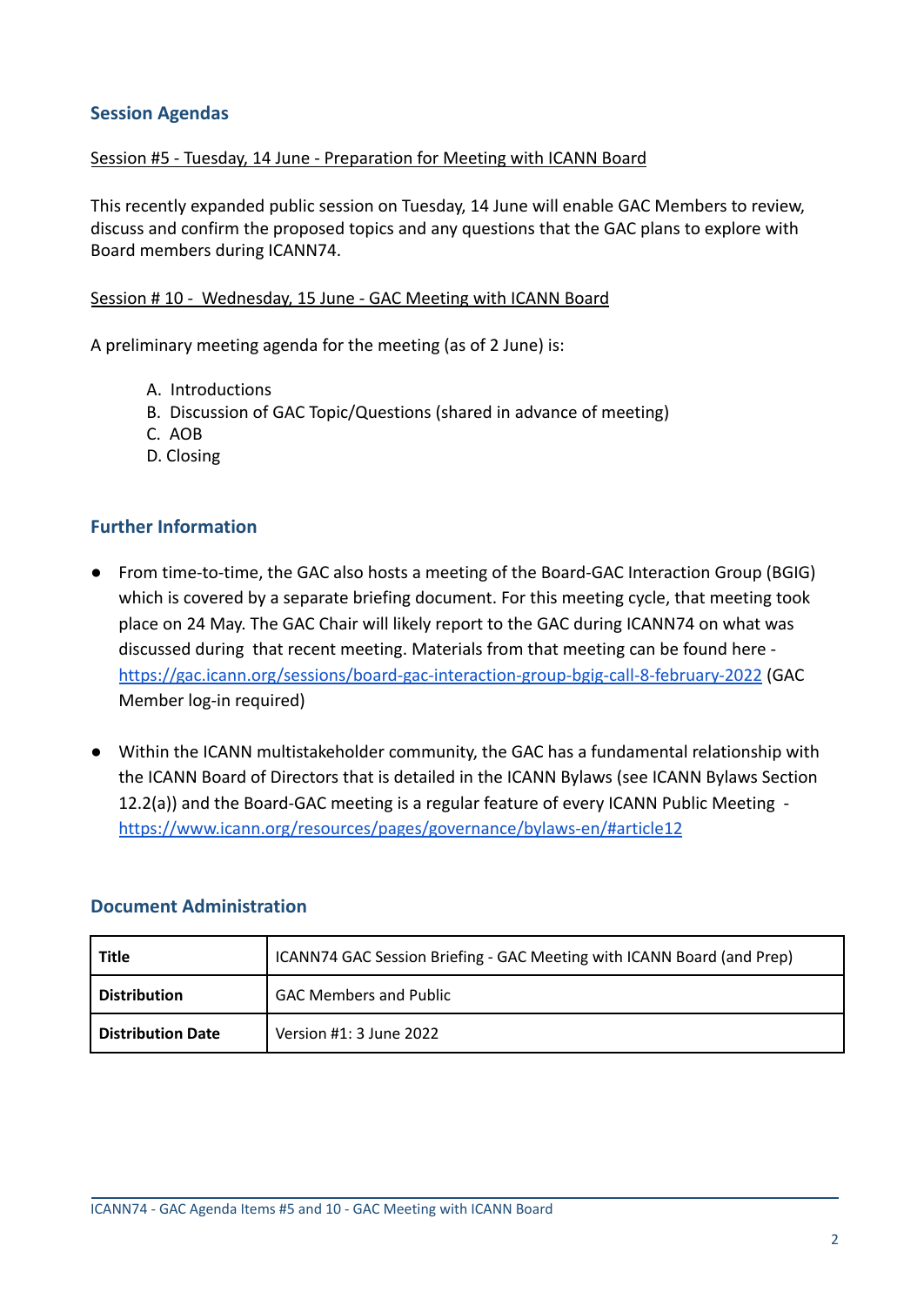## Session Agendas

Session #5 - Tuesday, 14 June - Preparation for Meeting with ICANN Board

This recently expanded public session on Tuesday, 14 June will enable GAC Members to review, discuss and confirm the proposed topics and any questions that the GAC plans to explore with Board members during ICANN74.

Session # 10 - Wednesday, 15 June - GAC Meeting with ICANN Board

A preliminary meeting agenda for the meeting (as of 2 June) is:

A. Introductions
B. Discussion of GAC Topic/Questions (shared in advance of meeting)
C. AOB
D. Closing

## Further Information

- From time-to-time, the GAC also hosts a meeting of the Board-GAC Interaction Group (BGIG) which is covered by a separate briefing document. For this meeting cycle, that meeting took place on 24 May. The GAC Chair will likely report to the GAC during ICANN74 on what was discussed during that recent meeting. Materials from that meeting can be found here - https://gac.icann.org/sessions/board-gac-interaction-group-bgig-call-8-february-2022 (GAC Member log-in required)

- Within the ICANN multistakeholder community, the GAC has a fundamental relationship with the ICANN Board of Directors that is detailed in the ICANN Bylaws (see ICANN Bylaws Section 12.2(a)) and the Board-GAC meeting is a regular feature of every ICANN Public Meeting - https://www.icann.org/resources/pages/governance/bylaws-en/#article12

## Document Administration

| | |
|---|---|
| **Title** | ICANN74 GAC Session Briefing - GAC Meeting with ICANN Board (and Prep) |
| **Distribution** | GAC Members and Public |
| **Distribution Date** | Version #1: 3 June 2022 |